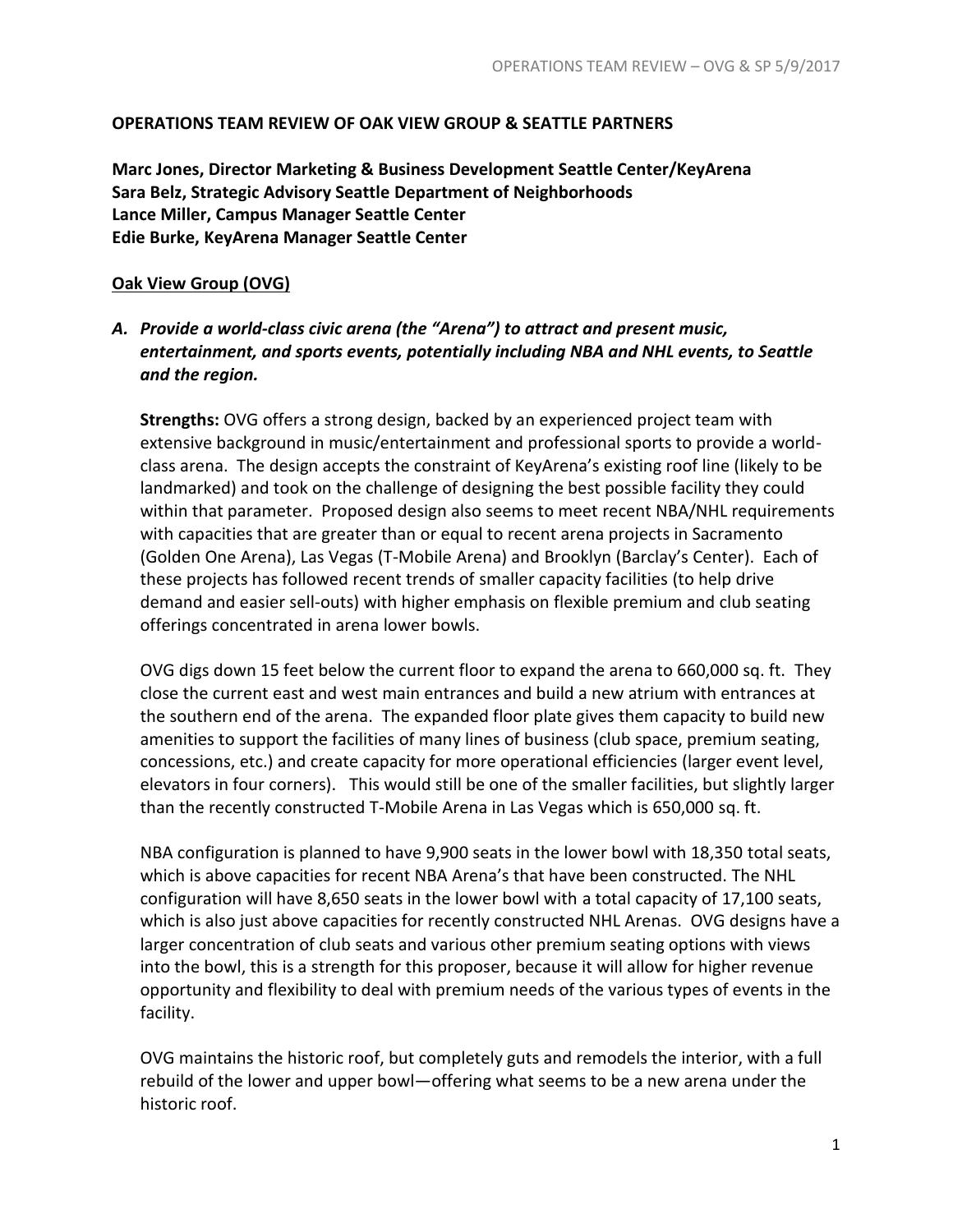**OPERATIONS TEAM REVIEW OF OAK VIEW GROUP & SEATTLE PARTNERS**

**Marc Jones, Director Marketing & Business Development Seattle Center/KeyArena**
**Sara Belz, Strategic Advisory Seattle Department of Neighborhoods**
**Lance Miller, Campus Manager Seattle Center**
**Edie Burke, KeyArena Manager Seattle Center**

**<u>Oak View Group (OVG)</u>**

***A. Provide a world-class civic arena (the "Arena") to attract and present music, entertainment, and sports events, potentially including NBA and NHL events, to Seattle and the region.***

**Strengths:** OVG offers a strong design, backed by an experienced project team with extensive background in music/entertainment and professional sports to provide a world-class arena. The design accepts the constraint of KeyArena's existing roof line (likely to be landmarked) and took on the challenge of designing the best possible facility they could within that parameter. Proposed design also seems to meet recent NBA/NHL requirements with capacities that are greater than or equal to recent arena projects in Sacramento (Golden One Arena), Las Vegas (T-Mobile Arena) and Brooklyn (Barclay's Center). Each of these projects has followed recent trends of smaller capacity facilities (to help drive demand and easier sell-outs) with higher emphasis on flexible premium and club seating offerings concentrated in arena lower bowls.

OVG digs down 15 feet below the current floor to expand the arena to 660,000 sq. ft. They close the current east and west main entrances and build a new atrium with entrances at the southern end of the arena. The expanded floor plate gives them capacity to build new amenities to support the facilities of many lines of business (club space, premium seating, concessions, etc.) and create capacity for more operational efficiencies (larger event level, elevators in four corners). This would still be one of the smaller facilities, but slightly larger than the recently constructed T-Mobile Arena in Las Vegas which is 650,000 sq. ft.

NBA configuration is planned to have 9,900 seats in the lower bowl with 18,350 total seats, which is above capacities for recent NBA Arena's that have been constructed. The NHL configuration will have 8,650 seats in the lower bowl with a total capacity of 17,100 seats, which is also just above capacities for recently constructed NHL Arenas. OVG designs have a larger concentration of club seats and various other premium seating options with views into the bowl, this is a strength for this proposer, because it will allow for higher revenue opportunity and flexibility to deal with premium needs of the various types of events in the facility.

OVG maintains the historic roof, but completely guts and remodels the interior, with a full rebuild of the lower and upper bowl—offering what seems to be a new arena under the historic roof.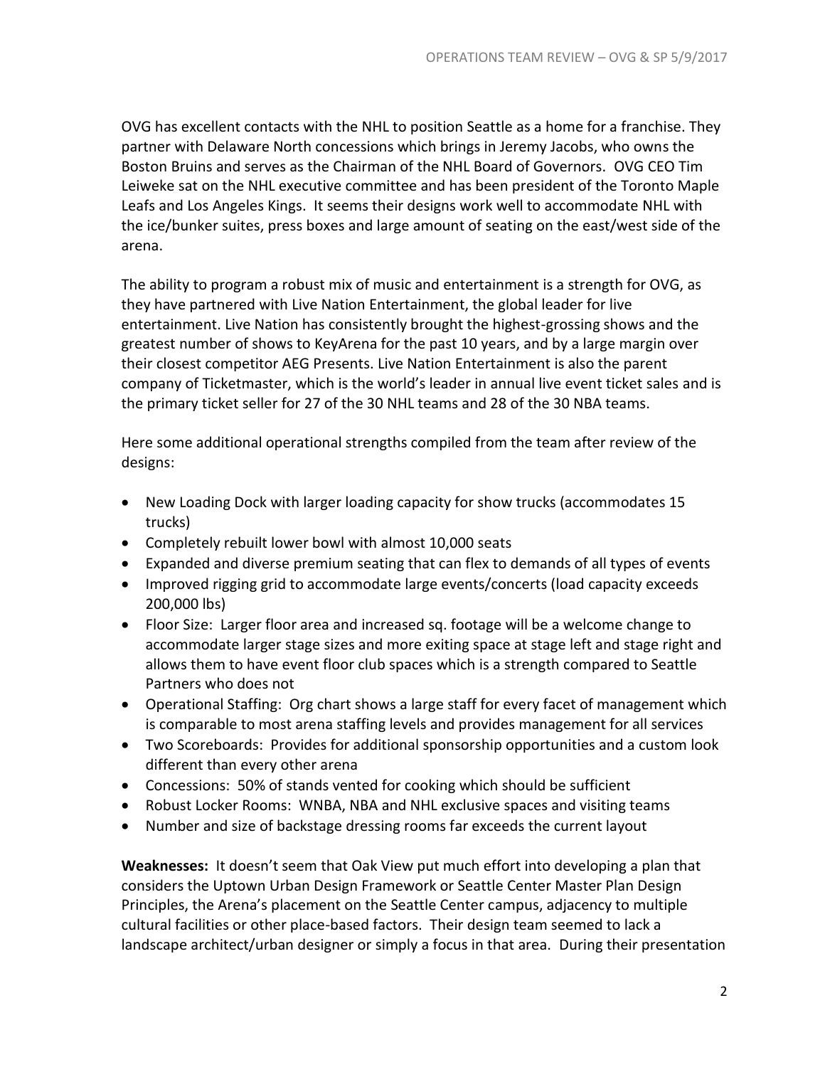OVG has excellent contacts with the NHL to position Seattle as a home for a franchise. They partner with Delaware North concessions which brings in Jeremy Jacobs, who owns the Boston Bruins and serves as the Chairman of the NHL Board of Governors. OVG CEO Tim Leiweke sat on the NHL executive committee and has been president of the Toronto Maple Leafs and Los Angeles Kings. It seems their designs work well to accommodate NHL with the ice/bunker suites, press boxes and large amount of seating on the east/west side of the arena.

The ability to program a robust mix of music and entertainment is a strength for OVG, as they have partnered with Live Nation Entertainment, the global leader for live entertainment. Live Nation has consistently brought the highest-grossing shows and the greatest number of shows to KeyArena for the past 10 years, and by a large margin over their closest competitor AEG Presents. Live Nation Entertainment is also the parent company of Ticketmaster, which is the world's leader in annual live event ticket sales and is the primary ticket seller for 27 of the 30 NHL teams and 28 of the 30 NBA teams.

Here some additional operational strengths compiled from the team after review of the designs:

- New Loading Dock with larger loading capacity for show trucks (accommodates 15 trucks)
- Completely rebuilt lower bowl with almost 10,000 seats
- Expanded and diverse premium seating that can flex to demands of all types of events
- Improved rigging grid to accommodate large events/concerts (load capacity exceeds 200,000 lbs)
- Floor Size: Larger floor area and increased sq. footage will be a welcome change to accommodate larger stage sizes and more exiting space at stage left and stage right and allows them to have event floor club spaces which is a strength compared to Seattle Partners who does not
- Operational Staffing: Org chart shows a large staff for every facet of management which is comparable to most arena staffing levels and provides management for all services
- Two Scoreboards: Provides for additional sponsorship opportunities and a custom look different than every other arena
- Concessions: 50% of stands vented for cooking which should be sufficient
- Robust Locker Rooms: WNBA, NBA and NHL exclusive spaces and visiting teams
- Number and size of backstage dressing rooms far exceeds the current layout

**Weaknesses:** It doesn't seem that Oak View put much effort into developing a plan that considers the Uptown Urban Design Framework or Seattle Center Master Plan Design Principles, the Arena's placement on the Seattle Center campus, adjacency to multiple cultural facilities or other place-based factors. Their design team seemed to lack a landscape architect/urban designer or simply a focus in that area. During their presentation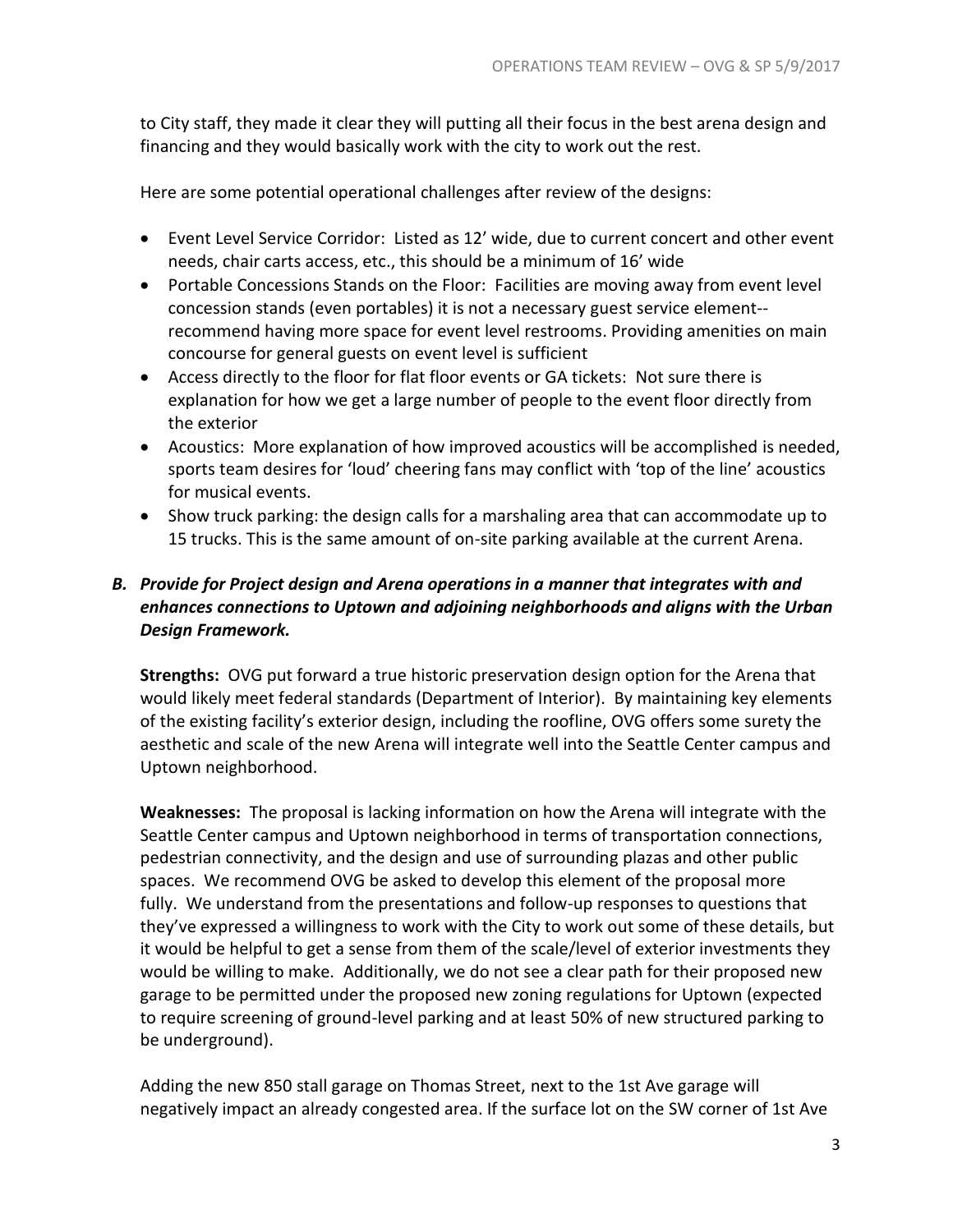to City staff, they made it clear they will putting all their focus in the best arena design and financing and they would basically work with the city to work out the rest.

Here are some potential operational challenges after review of the designs:

- Event Level Service Corridor: Listed as 12' wide, due to current concert and other event needs, chair carts access, etc., this should be a minimum of 16' wide
- Portable Concessions Stands on the Floor: Facilities are moving away from event level concession stands (even portables) it is not a necessary guest service element--recommend having more space for event level restrooms. Providing amenities on main concourse for general guests on event level is sufficient
- Access directly to the floor for flat floor events or GA tickets: Not sure there is explanation for how we get a large number of people to the event floor directly from the exterior
- Acoustics: More explanation of how improved acoustics will be accomplished is needed, sports team desires for 'loud' cheering fans may conflict with 'top of the line' acoustics for musical events.
- Show truck parking: the design calls for a marshaling area that can accommodate up to 15 trucks. This is the same amount of on-site parking available at the current Arena.

### *B. Provide for Project design and Arena operations in a manner that integrates with and enhances connections to Uptown and adjoining neighborhoods and aligns with the Urban Design Framework.*

**Strengths:** OVG put forward a true historic preservation design option for the Arena that would likely meet federal standards (Department of Interior). By maintaining key elements of the existing facility's exterior design, including the roofline, OVG offers some surety the aesthetic and scale of the new Arena will integrate well into the Seattle Center campus and Uptown neighborhood.

**Weaknesses:** The proposal is lacking information on how the Arena will integrate with the Seattle Center campus and Uptown neighborhood in terms of transportation connections, pedestrian connectivity, and the design and use of surrounding plazas and other public spaces. We recommend OVG be asked to develop this element of the proposal more fully. We understand from the presentations and follow-up responses to questions that they've expressed a willingness to work with the City to work out some of these details, but it would be helpful to get a sense from them of the scale/level of exterior investments they would be willing to make. Additionally, we do not see a clear path for their proposed new garage to be permitted under the proposed new zoning regulations for Uptown (expected to require screening of ground-level parking and at least 50% of new structured parking to be underground).

Adding the new 850 stall garage on Thomas Street, next to the 1st Ave garage will negatively impact an already congested area. If the surface lot on the SW corner of 1st Ave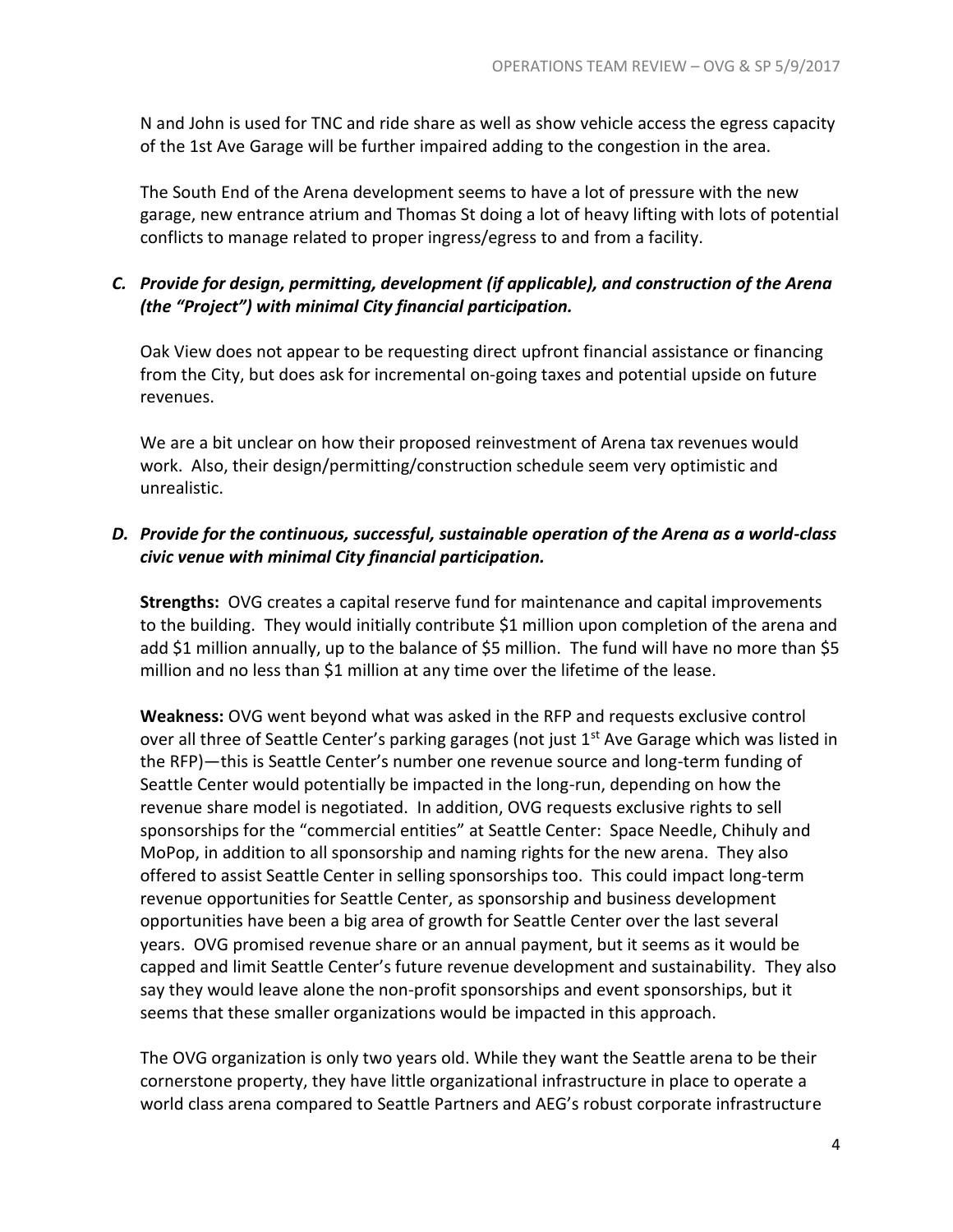N and John is used for TNC and ride share as well as show vehicle access the egress capacity of the 1st Ave Garage will be further impaired adding to the congestion in the area.

The South End of the Arena development seems to have a lot of pressure with the new garage, new entrance atrium and Thomas St doing a lot of heavy lifting with lots of potential conflicts to manage related to proper ingress/egress to and from a facility.

### *C. Provide for design, permitting, development (if applicable), and construction of the Arena (the "Project") with minimal City financial participation.*

Oak View does not appear to be requesting direct upfront financial assistance or financing from the City, but does ask for incremental on-going taxes and potential upside on future revenues.

We are a bit unclear on how their proposed reinvestment of Arena tax revenues would work. Also, their design/permitting/construction schedule seem very optimistic and unrealistic.

### *D. Provide for the continuous, successful, sustainable operation of the Arena as a world-class civic venue with minimal City financial participation.*

**Strengths:** OVG creates a capital reserve fund for maintenance and capital improvements to the building. They would initially contribute $1 million upon completion of the arena and add $1 million annually, up to the balance of $5 million. The fund will have no more than $5 million and no less than $1 million at any time over the lifetime of the lease.

**Weakness:** OVG went beyond what was asked in the RFP and requests exclusive control over all three of Seattle Center's parking garages (not just 1st Ave Garage which was listed in the RFP)—this is Seattle Center's number one revenue source and long-term funding of Seattle Center would potentially be impacted in the long-run, depending on how the revenue share model is negotiated. In addition, OVG requests exclusive rights to sell sponsorships for the "commercial entities" at Seattle Center: Space Needle, Chihuly and MoPop, in addition to all sponsorship and naming rights for the new arena. They also offered to assist Seattle Center in selling sponsorships too. This could impact long-term revenue opportunities for Seattle Center, as sponsorship and business development opportunities have been a big area of growth for Seattle Center over the last several years. OVG promised revenue share or an annual payment, but it seems as it would be capped and limit Seattle Center's future revenue development and sustainability. They also say they would leave alone the non-profit sponsorships and event sponsorships, but it seems that these smaller organizations would be impacted in this approach.

The OVG organization is only two years old. While they want the Seattle arena to be their cornerstone property, they have little organizational infrastructure in place to operate a world class arena compared to Seattle Partners and AEG's robust corporate infrastructure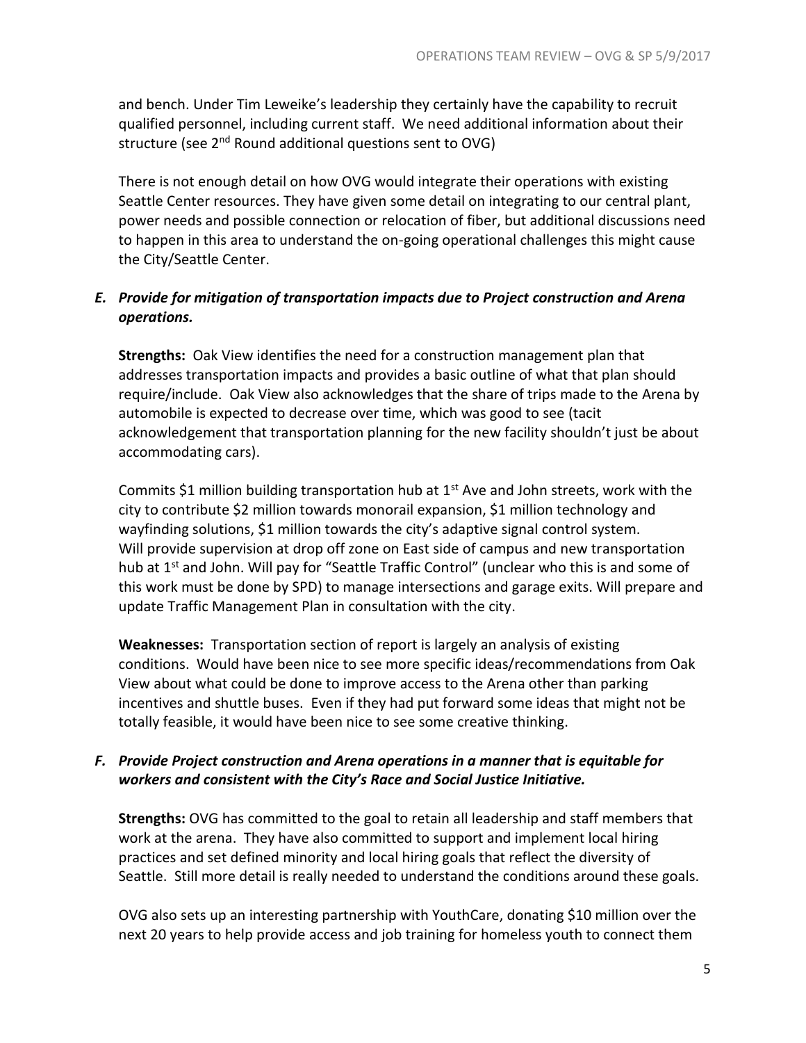and bench. Under Tim Leweike's leadership they certainly have the capability to recruit qualified personnel, including current staff. We need additional information about their structure (see 2nd Round additional questions sent to OVG)

There is not enough detail on how OVG would integrate their operations with existing Seattle Center resources. They have given some detail on integrating to our central plant, power needs and possible connection or relocation of fiber, but additional discussions need to happen in this area to understand the on-going operational challenges this might cause the City/Seattle Center.

### *E. Provide for mitigation of transportation impacts due to Project construction and Arena operations.*

**Strengths:** Oak View identifies the need for a construction management plan that addresses transportation impacts and provides a basic outline of what that plan should require/include. Oak View also acknowledges that the share of trips made to the Arena by automobile is expected to decrease over time, which was good to see (tacit acknowledgement that transportation planning for the new facility shouldn't just be about accommodating cars).

Commits $1 million building transportation hub at 1st Ave and John streets, work with the city to contribute $2 million towards monorail expansion, $1 million technology and wayfinding solutions, $1 million towards the city's adaptive signal control system. Will provide supervision at drop off zone on East side of campus and new transportation hub at 1st and John. Will pay for "Seattle Traffic Control" (unclear who this is and some of this work must be done by SPD) to manage intersections and garage exits. Will prepare and update Traffic Management Plan in consultation with the city.

**Weaknesses:** Transportation section of report is largely an analysis of existing conditions. Would have been nice to see more specific ideas/recommendations from Oak View about what could be done to improve access to the Arena other than parking incentives and shuttle buses. Even if they had put forward some ideas that might not be totally feasible, it would have been nice to see some creative thinking.

### *F. Provide Project construction and Arena operations in a manner that is equitable for workers and consistent with the City's Race and Social Justice Initiative.*

**Strengths:** OVG has committed to the goal to retain all leadership and staff members that work at the arena. They have also committed to support and implement local hiring practices and set defined minority and local hiring goals that reflect the diversity of Seattle. Still more detail is really needed to understand the conditions around these goals.

OVG also sets up an interesting partnership with YouthCare, donating $10 million over the next 20 years to help provide access and job training for homeless youth to connect them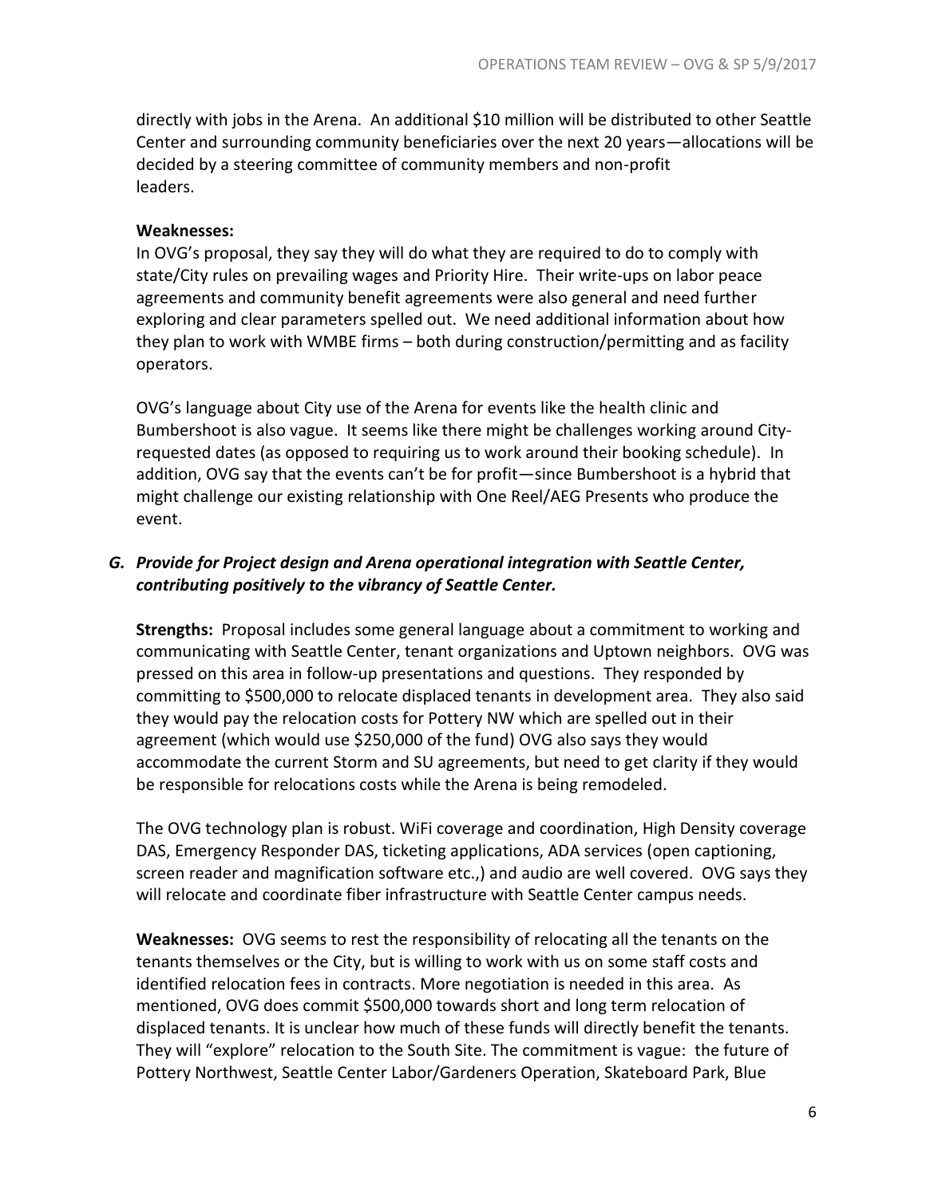directly with jobs in the Arena. An additional $10 million will be distributed to other Seattle Center and surrounding community beneficiaries over the next 20 years—allocations will be decided by a steering committee of community members and non-profit leaders.

**Weaknesses:**
In OVG's proposal, they say they will do what they are required to do to comply with state/City rules on prevailing wages and Priority Hire. Their write-ups on labor peace agreements and community benefit agreements were also general and need further exploring and clear parameters spelled out. We need additional information about how they plan to work with WMBE firms – both during construction/permitting and as facility operators.

OVG's language about City use of the Arena for events like the health clinic and Bumbershoot is also vague. It seems like there might be challenges working around City-requested dates (as opposed to requiring us to work around their booking schedule). In addition, OVG say that the events can't be for profit—since Bumbershoot is a hybrid that might challenge our existing relationship with One Reel/AEG Presents who produce the event.

### *G. Provide for Project design and Arena operational integration with Seattle Center, contributing positively to the vibrancy of Seattle Center.*

**Strengths:** Proposal includes some general language about a commitment to working and communicating with Seattle Center, tenant organizations and Uptown neighbors. OVG was pressed on this area in follow-up presentations and questions. They responded by committing to $500,000 to relocate displaced tenants in development area. They also said they would pay the relocation costs for Pottery NW which are spelled out in their agreement (which would use $250,000 of the fund) OVG also says they would accommodate the current Storm and SU agreements, but need to get clarity if they would be responsible for relocations costs while the Arena is being remodeled.

The OVG technology plan is robust. WiFi coverage and coordination, High Density coverage DAS, Emergency Responder DAS, ticketing applications, ADA services (open captioning, screen reader and magnification software etc.,) and audio are well covered. OVG says they will relocate and coordinate fiber infrastructure with Seattle Center campus needs.

**Weaknesses:** OVG seems to rest the responsibility of relocating all the tenants on the tenants themselves or the City, but is willing to work with us on some staff costs and identified relocation fees in contracts. More negotiation is needed in this area. As mentioned, OVG does commit $500,000 towards short and long term relocation of displaced tenants. It is unclear how much of these funds will directly benefit the tenants. They will "explore" relocation to the South Site. The commitment is vague: the future of Pottery Northwest, Seattle Center Labor/Gardeners Operation, Skateboard Park, Blue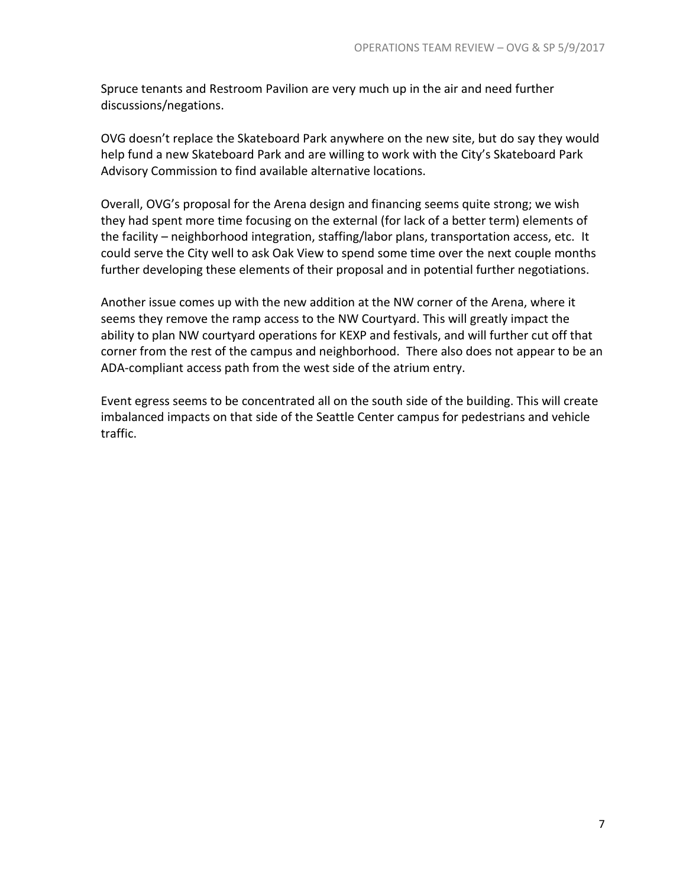Spruce tenants and Restroom Pavilion are very much up in the air and need further discussions/negations.

OVG doesn't replace the Skateboard Park anywhere on the new site, but do say they would help fund a new Skateboard Park and are willing to work with the City's Skateboard Park Advisory Commission to find available alternative locations.

Overall, OVG's proposal for the Arena design and financing seems quite strong; we wish they had spent more time focusing on the external (for lack of a better term) elements of the facility – neighborhood integration, staffing/labor plans, transportation access, etc. It could serve the City well to ask Oak View to spend some time over the next couple months further developing these elements of their proposal and in potential further negotiations.

Another issue comes up with the new addition at the NW corner of the Arena, where it seems they remove the ramp access to the NW Courtyard. This will greatly impact the ability to plan NW courtyard operations for KEXP and festivals, and will further cut off that corner from the rest of the campus and neighborhood. There also does not appear to be an ADA-compliant access path from the west side of the atrium entry.

Event egress seems to be concentrated all on the south side of the building. This will create imbalanced impacts on that side of the Seattle Center campus for pedestrians and vehicle traffic.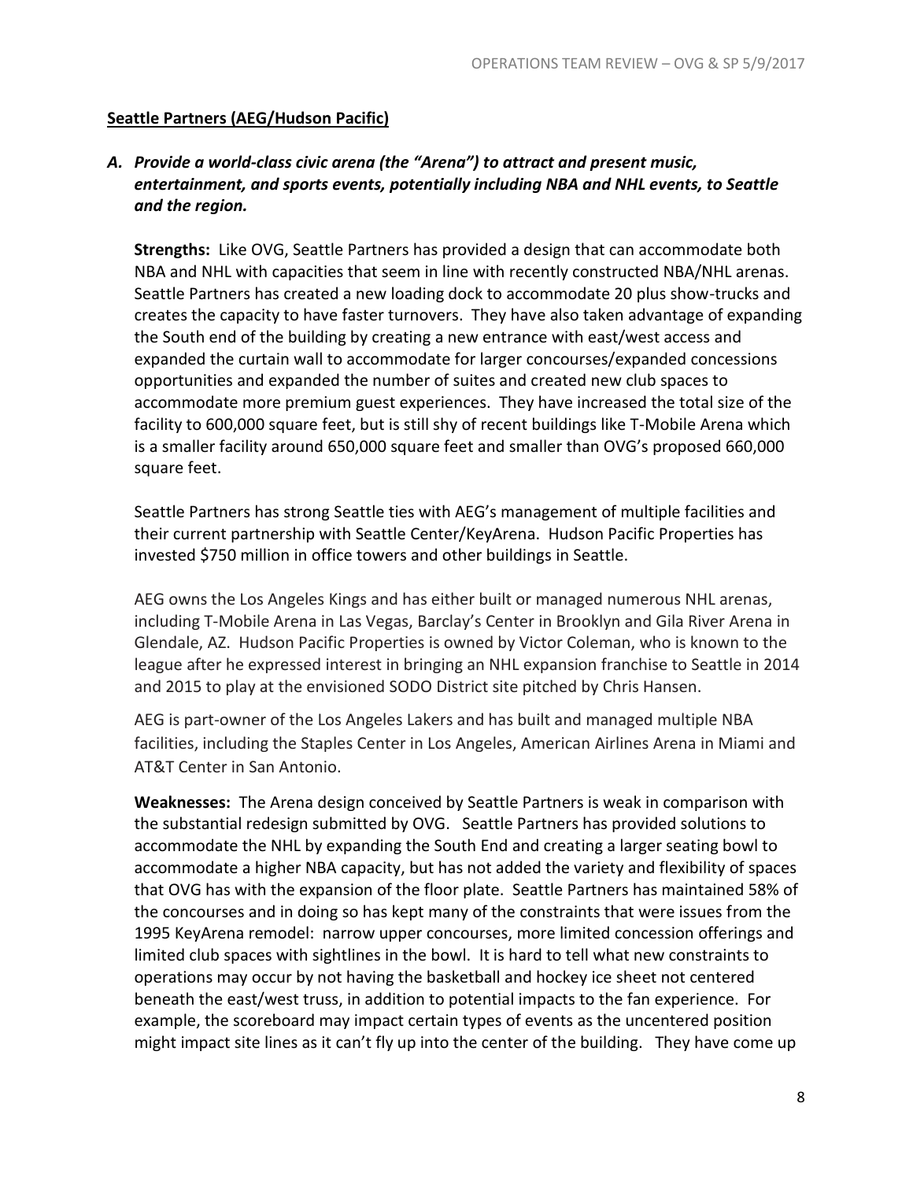## Seattle Partners (AEG/Hudson Pacific)

### *A. Provide a world-class civic arena (the "Arena") to attract and present music, entertainment, and sports events, potentially including NBA and NHL events, to Seattle and the region.*

**Strengths:** Like OVG, Seattle Partners has provided a design that can accommodate both NBA and NHL with capacities that seem in line with recently constructed NBA/NHL arenas. Seattle Partners has created a new loading dock to accommodate 20 plus show-trucks and creates the capacity to have faster turnovers. They have also taken advantage of expanding the South end of the building by creating a new entrance with east/west access and expanded the curtain wall to accommodate for larger concourses/expanded concessions opportunities and expanded the number of suites and created new club spaces to accommodate more premium guest experiences. They have increased the total size of the facility to 600,000 square feet, but is still shy of recent buildings like T-Mobile Arena which is a smaller facility around 650,000 square feet and smaller than OVG's proposed 660,000 square feet.

Seattle Partners has strong Seattle ties with AEG's management of multiple facilities and their current partnership with Seattle Center/KeyArena. Hudson Pacific Properties has invested $750 million in office towers and other buildings in Seattle.

AEG owns the Los Angeles Kings and has either built or managed numerous NHL arenas, including T-Mobile Arena in Las Vegas, Barclay's Center in Brooklyn and Gila River Arena in Glendale, AZ. Hudson Pacific Properties is owned by Victor Coleman, who is known to the league after he expressed interest in bringing an NHL expansion franchise to Seattle in 2014 and 2015 to play at the envisioned SODO District site pitched by Chris Hansen.

AEG is part-owner of the Los Angeles Lakers and has built and managed multiple NBA facilities, including the Staples Center in Los Angeles, American Airlines Arena in Miami and AT&T Center in San Antonio.

**Weaknesses:** The Arena design conceived by Seattle Partners is weak in comparison with the substantial redesign submitted by OVG. Seattle Partners has provided solutions to accommodate the NHL by expanding the South End and creating a larger seating bowl to accommodate a higher NBA capacity, but has not added the variety and flexibility of spaces that OVG has with the expansion of the floor plate. Seattle Partners has maintained 58% of the concourses and in doing so has kept many of the constraints that were issues from the 1995 KeyArena remodel: narrow upper concourses, more limited concession offerings and limited club spaces with sightlines in the bowl. It is hard to tell what new constraints to operations may occur by not having the basketball and hockey ice sheet not centered beneath the east/west truss, in addition to potential impacts to the fan experience. For example, the scoreboard may impact certain types of events as the uncentered position might impact site lines as it can't fly up into the center of the building. They have come up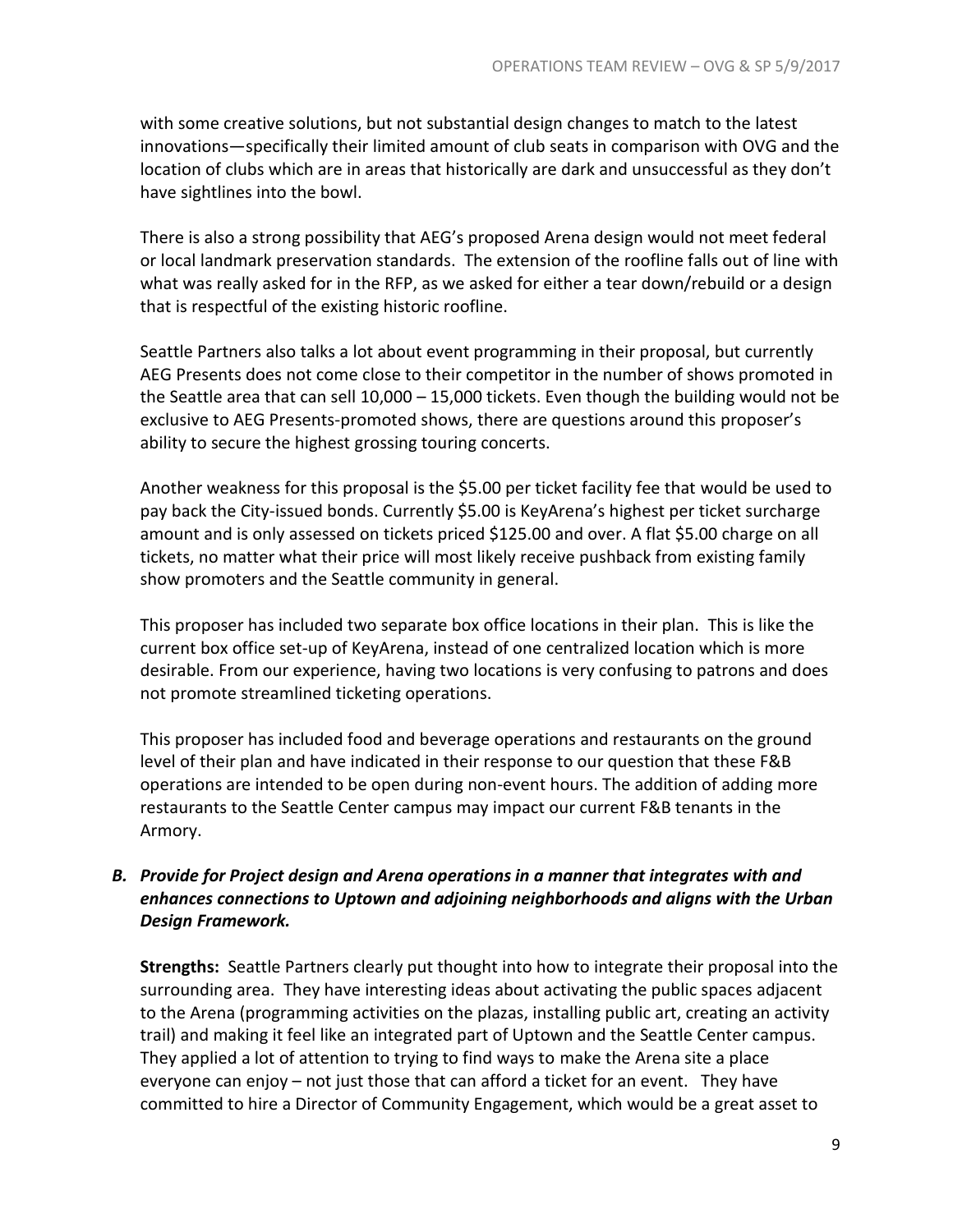with some creative solutions, but not substantial design changes to match to the latest innovations—specifically their limited amount of club seats in comparison with OVG and the location of clubs which are in areas that historically are dark and unsuccessful as they don't have sightlines into the bowl.

There is also a strong possibility that AEG's proposed Arena design would not meet federal or local landmark preservation standards. The extension of the roofline falls out of line with what was really asked for in the RFP, as we asked for either a tear down/rebuild or a design that is respectful of the existing historic roofline.

Seattle Partners also talks a lot about event programming in their proposal, but currently AEG Presents does not come close to their competitor in the number of shows promoted in the Seattle area that can sell 10,000 – 15,000 tickets. Even though the building would not be exclusive to AEG Presents-promoted shows, there are questions around this proposer's ability to secure the highest grossing touring concerts.

Another weakness for this proposal is the $5.00 per ticket facility fee that would be used to pay back the City-issued bonds. Currently $5.00 is KeyArena's highest per ticket surcharge amount and is only assessed on tickets priced $125.00 and over. A flat $5.00 charge on all tickets, no matter what their price will most likely receive pushback from existing family show promoters and the Seattle community in general.

This proposer has included two separate box office locations in their plan. This is like the current box office set-up of KeyArena, instead of one centralized location which is more desirable. From our experience, having two locations is very confusing to patrons and does not promote streamlined ticketing operations.

This proposer has included food and beverage operations and restaurants on the ground level of their plan and have indicated in their response to our question that these F&B operations are intended to be open during non-event hours. The addition of adding more restaurants to the Seattle Center campus may impact our current F&B tenants in the Armory.

### *B. Provide for Project design and Arena operations in a manner that integrates with and enhances connections to Uptown and adjoining neighborhoods and aligns with the Urban Design Framework.*

**Strengths:** Seattle Partners clearly put thought into how to integrate their proposal into the surrounding area. They have interesting ideas about activating the public spaces adjacent to the Arena (programming activities on the plazas, installing public art, creating an activity trail) and making it feel like an integrated part of Uptown and the Seattle Center campus. They applied a lot of attention to trying to find ways to make the Arena site a place everyone can enjoy – not just those that can afford a ticket for an event. They have committed to hire a Director of Community Engagement, which would be a great asset to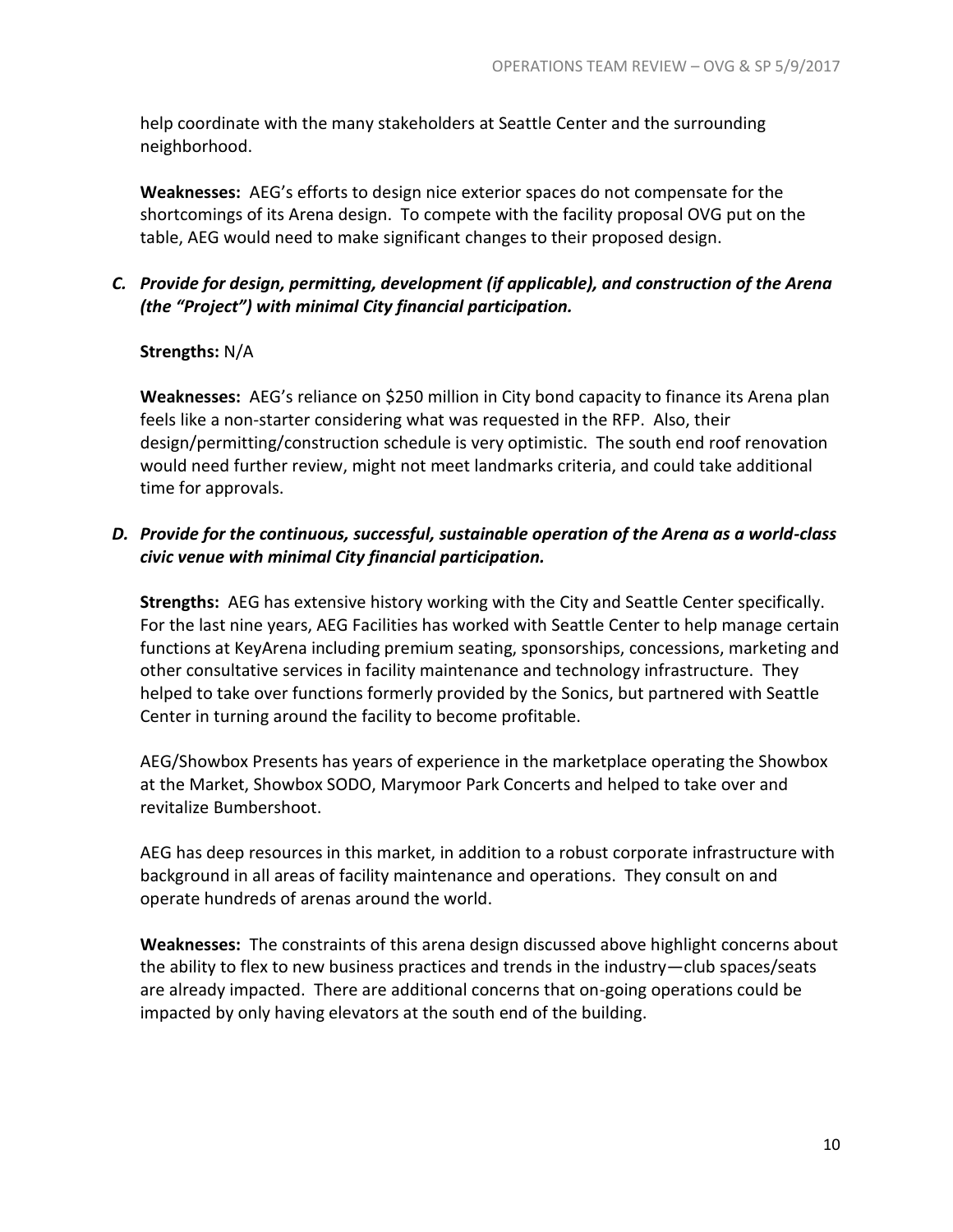help coordinate with the many stakeholders at Seattle Center and the surrounding neighborhood.

**Weaknesses:** AEG's efforts to design nice exterior spaces do not compensate for the shortcomings of its Arena design. To compete with the facility proposal OVG put on the table, AEG would need to make significant changes to their proposed design.

### *C. Provide for design, permitting, development (if applicable), and construction of the Arena (the "Project") with minimal City financial participation.*

**Strengths:** N/A

**Weaknesses:** AEG's reliance on $250 million in City bond capacity to finance its Arena plan feels like a non-starter considering what was requested in the RFP. Also, their design/permitting/construction schedule is very optimistic. The south end roof renovation would need further review, might not meet landmarks criteria, and could take additional time for approvals.

### *D. Provide for the continuous, successful, sustainable operation of the Arena as a world-class civic venue with minimal City financial participation.*

**Strengths:** AEG has extensive history working with the City and Seattle Center specifically. For the last nine years, AEG Facilities has worked with Seattle Center to help manage certain functions at KeyArena including premium seating, sponsorships, concessions, marketing and other consultative services in facility maintenance and technology infrastructure. They helped to take over functions formerly provided by the Sonics, but partnered with Seattle Center in turning around the facility to become profitable.

AEG/Showbox Presents has years of experience in the marketplace operating the Showbox at the Market, Showbox SODO, Marymoor Park Concerts and helped to take over and revitalize Bumbershoot.

AEG has deep resources in this market, in addition to a robust corporate infrastructure with background in all areas of facility maintenance and operations. They consult on and operate hundreds of arenas around the world.

**Weaknesses:** The constraints of this arena design discussed above highlight concerns about the ability to flex to new business practices and trends in the industry—club spaces/seats are already impacted. There are additional concerns that on-going operations could be impacted by only having elevators at the south end of the building.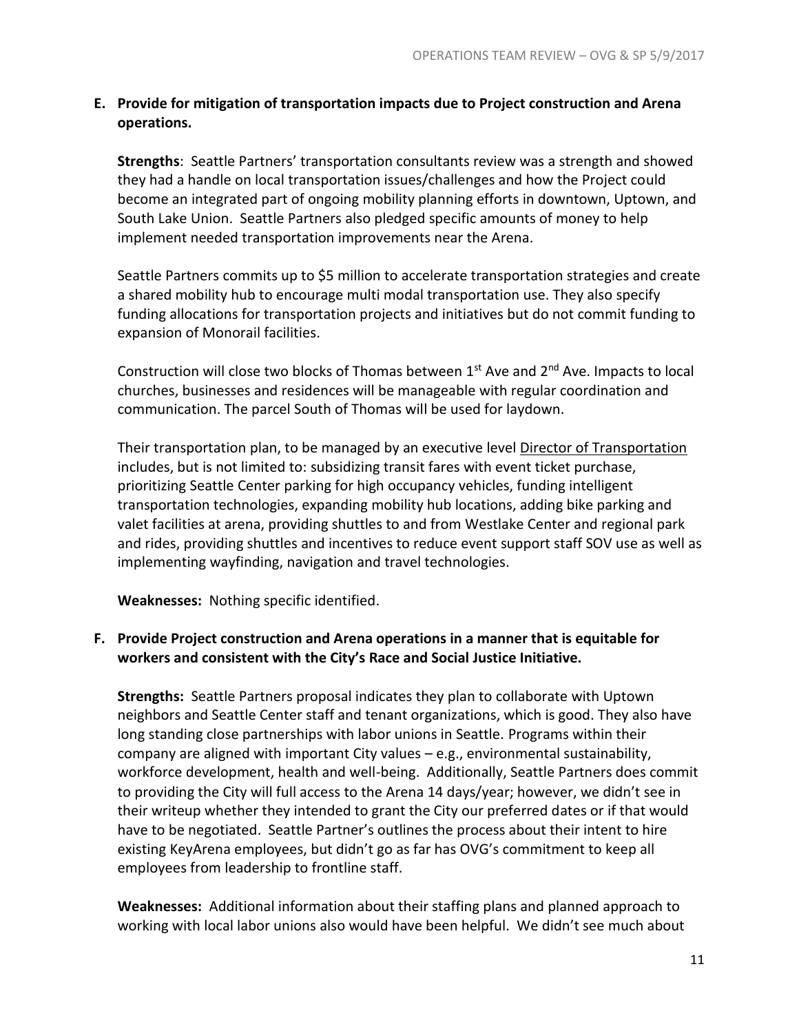**E. Provide for mitigation of transportation impacts due to Project construction and Arena operations.**

**Strengths**: Seattle Partners' transportation consultants review was a strength and showed they had a handle on local transportation issues/challenges and how the Project could become an integrated part of ongoing mobility planning efforts in downtown, Uptown, and South Lake Union. Seattle Partners also pledged specific amounts of money to help implement needed transportation improvements near the Arena.

Seattle Partners commits up to $5 million to accelerate transportation strategies and create a shared mobility hub to encourage multi modal transportation use. They also specify funding allocations for transportation projects and initiatives but do not commit funding to expansion of Monorail facilities.

Construction will close two blocks of Thomas between 1st Ave and 2nd Ave. Impacts to local churches, businesses and residences will be manageable with regular coordination and communication. The parcel South of Thomas will be used for laydown.

Their transportation plan, to be managed by an executive level <u>Director of Transportation</u> includes, but is not limited to: subsidizing transit fares with event ticket purchase, prioritizing Seattle Center parking for high occupancy vehicles, funding intelligent transportation technologies, expanding mobility hub locations, adding bike parking and valet facilities at arena, providing shuttles to and from Westlake Center and regional park and rides, providing shuttles and incentives to reduce event support staff SOV use as well as implementing wayfinding, navigation and travel technologies.

**Weaknesses:** Nothing specific identified.

**F. Provide Project construction and Arena operations in a manner that is equitable for workers and consistent with the City's Race and Social Justice Initiative.**

**Strengths:** Seattle Partners proposal indicates they plan to collaborate with Uptown neighbors and Seattle Center staff and tenant organizations, which is good. They also have long standing close partnerships with labor unions in Seattle. Programs within their company are aligned with important City values – e.g., environmental sustainability, workforce development, health and well-being. Additionally, Seattle Partners does commit to providing the City will full access to the Arena 14 days/year; however, we didn't see in their writeup whether they intended to grant the City our preferred dates or if that would have to be negotiated. Seattle Partner's outlines the process about their intent to hire existing KeyArena employees, but didn't go as far has OVG's commitment to keep all employees from leadership to frontline staff.

**Weaknesses:** Additional information about their staffing plans and planned approach to working with local labor unions also would have been helpful. We didn't see much about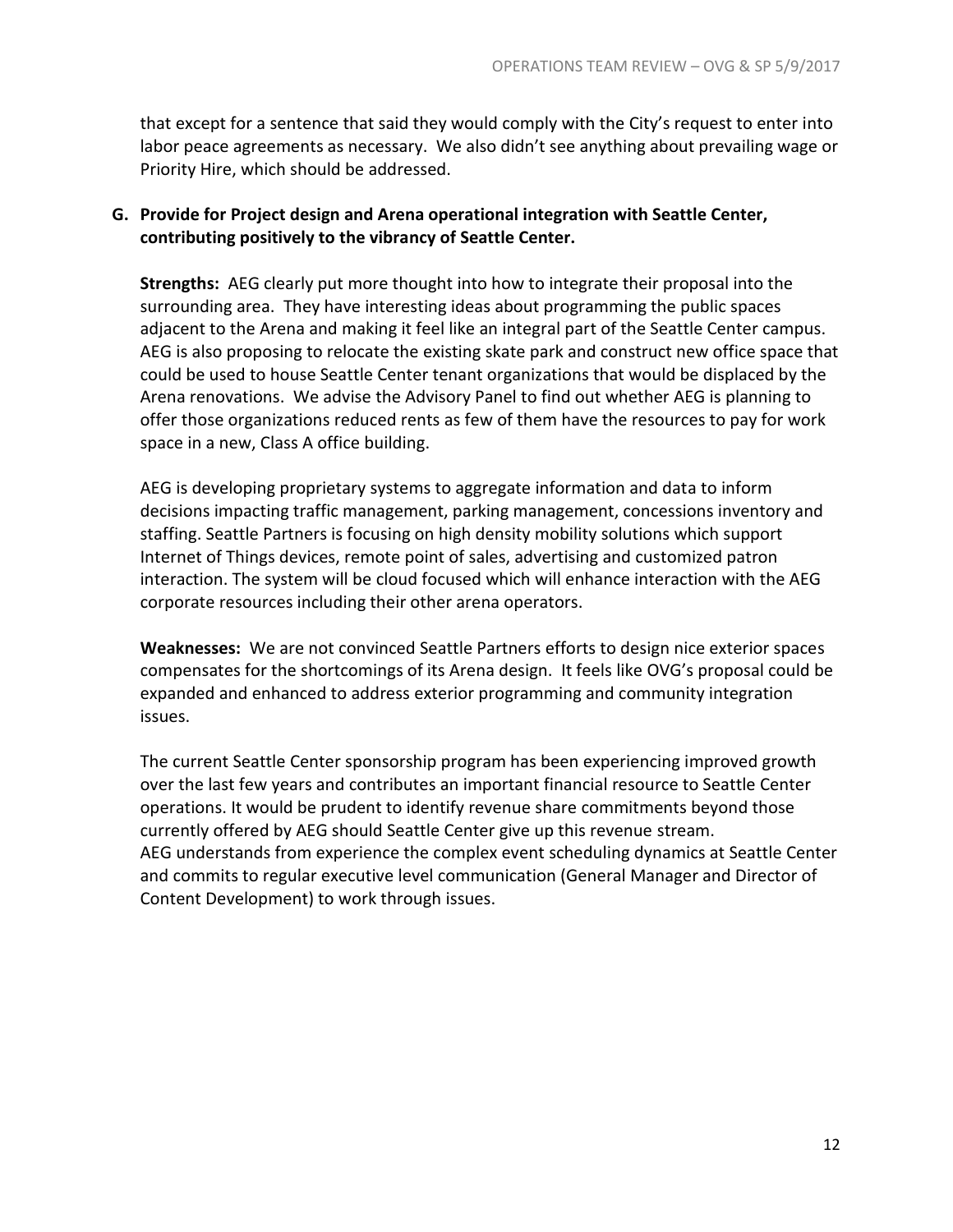that except for a sentence that said they would comply with the City's request to enter into labor peace agreements as necessary. We also didn't see anything about prevailing wage or Priority Hire, which should be addressed.

**G. Provide for Project design and Arena operational integration with Seattle Center, contributing positively to the vibrancy of Seattle Center.**

**Strengths:** AEG clearly put more thought into how to integrate their proposal into the surrounding area. They have interesting ideas about programming the public spaces adjacent to the Arena and making it feel like an integral part of the Seattle Center campus. AEG is also proposing to relocate the existing skate park and construct new office space that could be used to house Seattle Center tenant organizations that would be displaced by the Arena renovations. We advise the Advisory Panel to find out whether AEG is planning to offer those organizations reduced rents as few of them have the resources to pay for work space in a new, Class A office building.

AEG is developing proprietary systems to aggregate information and data to inform decisions impacting traffic management, parking management, concessions inventory and staffing. Seattle Partners is focusing on high density mobility solutions which support Internet of Things devices, remote point of sales, advertising and customized patron interaction. The system will be cloud focused which will enhance interaction with the AEG corporate resources including their other arena operators.

**Weaknesses:** We are not convinced Seattle Partners efforts to design nice exterior spaces compensates for the shortcomings of its Arena design. It feels like OVG's proposal could be expanded and enhanced to address exterior programming and community integration issues.

The current Seattle Center sponsorship program has been experiencing improved growth over the last few years and contributes an important financial resource to Seattle Center operations. It would be prudent to identify revenue share commitments beyond those currently offered by AEG should Seattle Center give up this revenue stream.
AEG understands from experience the complex event scheduling dynamics at Seattle Center and commits to regular executive level communication (General Manager and Director of Content Development) to work through issues.